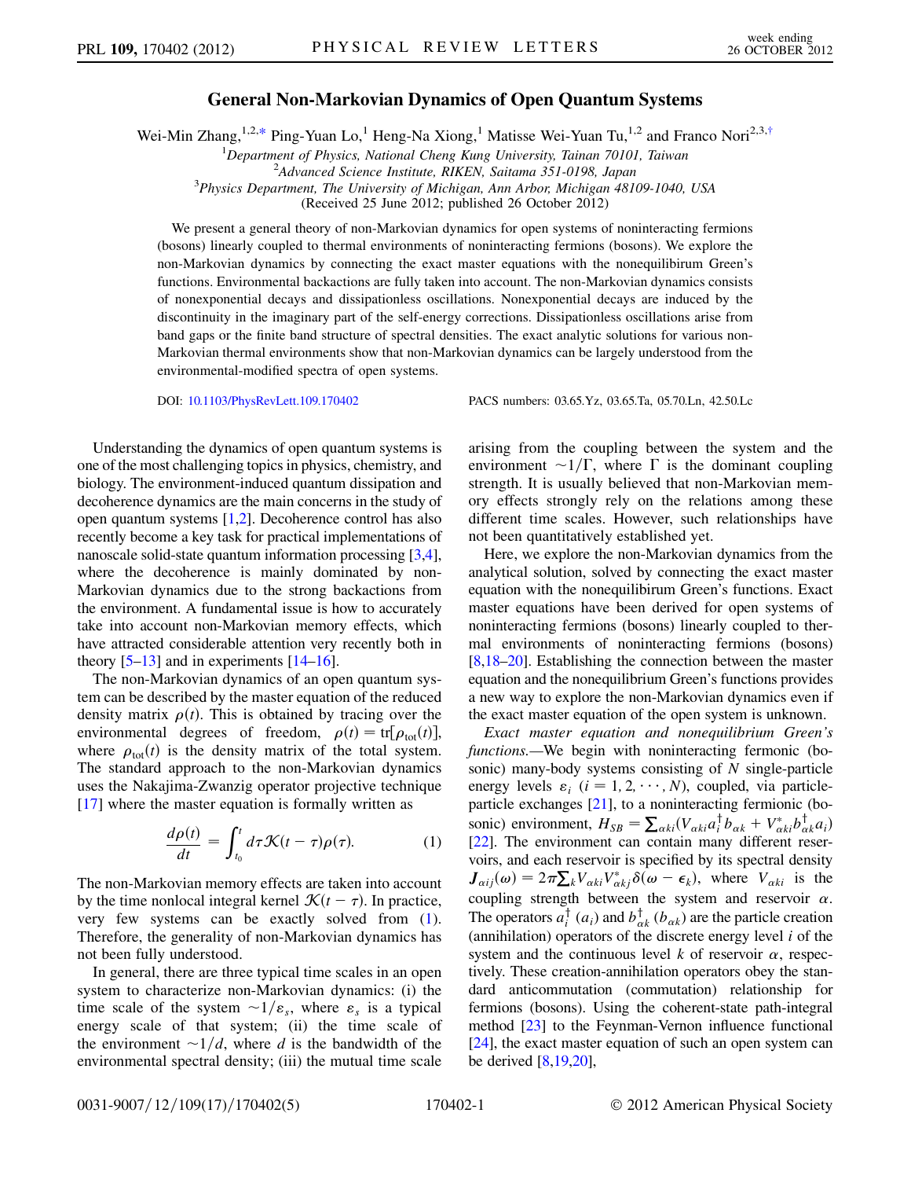# General Non-Markovian Dynamics of Open Quantum Systems

Wei-Min Zhang,[1,2,*] Ping-Yuan Lo,[1] Heng-Na Xiong,[1] Matisse Wei-Yuan Tu,[1,2] and Franco Nori[2,3,†]

[1]Department of Physics, National Cheng Kung University, Tainan 70101, Taiwan
[2]Advanced Science Institute, RIKEN, Saitama 351-0198, Japan
[3]Physics Department, The University of Michigan, Ann Arbor, Michigan 48109-1040, USA
(Received 25 June 2012; published 26 October 2012)

We present a general theory of non-Markovian dynamics for open systems of noninteracting fermions (bosons) linearly coupled to thermal environments of noninteracting fermions (bosons). We explore the non-Markovian dynamics by connecting the exact master equations with the nonequilibirum Green's functions. Environmental backactions are fully taken into account. The non-Markovian dynamics consists of nonexponential decays and dissipationless oscillations. Nonexponential decays are induced by the discontinuity in the imaginary part of the self-energy corrections. Dissipationless oscillations arise from band gaps or the finite band structure of spectral densities. The exact analytic solutions for various non-Markovian thermal environments show that non-Markovian dynamics can be largely understood from the environmental-modified spectra of open systems.

DOI: 10.1103/PhysRevLett.109.170402 PACS numbers: 03.65.Yz, 03.65.Ta, 05.70.Ln, 42.50.Lc

Understanding the dynamics of open quantum systems is one of the most challenging topics in physics, chemistry, and biology. The environment-induced quantum dissipation and decoherence dynamics are the main concerns in the study of open quantum systems [1,2]. Decoherence control has also recently become a key task for practical implementations of nanoscale solid-state quantum information processing [3,4], where the decoherence is mainly dominated by non-Markovian dynamics due to the strong backactions from the environment. A fundamental issue is how to accurately take into account non-Markovian memory effects, which have attracted considerable attention very recently both in theory [5–13] and in experiments [14–16].

The non-Markovian dynamics of an open quantum system can be described by the master equation of the reduced density matrix $\rho(t)$. This is obtained by tracing over the environmental degrees of freedom, $\rho(t) = \mathrm{tr}[\rho_{\mathrm{tot}}(t)]$, where $\rho_{\mathrm{tot}}(t)$ is the density matrix of the total system. The standard approach to the non-Markovian dynamics uses the Nakajima-Zwanzig operator projective technique [17] where the master equation is formally written as

$$\frac{d\rho(t)}{dt} = \int_{t_0}^{t} d\tau \mathcal{K}(t-\tau)\rho(\tau). \tag{1}$$

The non-Markovian memory effects are taken into account by the time nonlocal integral kernel $\mathcal{K}(t-\tau)$. In practice, very few systems can be exactly solved from (1). Therefore, the generality of non-Markovian dynamics has not been fully understood.

In general, there are three typical time scales in an open system to characterize non-Markovian dynamics: (i) the time scale of the system $\sim 1/\varepsilon_s$, where $\varepsilon_s$ is a typical energy scale of that system; (ii) the time scale of the environment $\sim 1/d$, where $d$ is the bandwidth of the environmental spectral density; (iii) the mutual time scale arising from the coupling between the system and the environment $\sim 1/\Gamma$, where $\Gamma$ is the dominant coupling strength. It is usually believed that non-Markovian memory effects strongly rely on the relations among these different time scales. However, such relationships have not been quantitatively established yet.

Here, we explore the non-Markovian dynamics from the analytical solution, solved by connecting the exact master equation with the nonequilibrium Green's functions. Exact master equations have been derived for open systems of noninteracting fermions (bosons) linearly coupled to thermal environments of noninteracting fermions (bosons) [8,18–20]. Establishing the connection between the master equation and the nonequilibrium Green's functions provides a new way to explore the non-Markovian dynamics even if the exact master equation of the open system is unknown.

*Exact master equation and nonequilibrium Green's functions.*—We begin with noninteracting fermonic (bosonic) many-body systems consisting of $N$ single-particle energy levels $\varepsilon_i$ ($i = 1, 2, \cdots, N$), coupled, via particle-particle exchanges [21], to a noninteracting fermionic (bosonic) environment, $H_{SB} = \sum_{\alpha k i}(V_{\alpha k i} a_i^\dagger b_{\alpha k} + V_{\alpha k i}^* b_{\alpha k}^\dagger a_i)$ [22]. The environment can contain many different reservoirs, and each reservoir is specified by its spectral density $J_{\alpha i j}(\omega) = 2\pi\sum_k V_{\alpha k i} V_{\alpha k j}^* \delta(\omega - \epsilon_k)$, where $V_{\alpha k i}$ is the coupling strength between the system and reservoir $\alpha$. The operators $a_i^\dagger$ ($a_i$) and $b_{\alpha k}^\dagger$ ($b_{\alpha k}$) are the particle creation (annihilation) operators of the discrete energy level $i$ of the system and the continuous level $k$ of reservoir $\alpha$, respectively. These creation-annihilation operators obey the standard anticommutation (commutation) relationship for fermions (bosons). Using the coherent-state path-integral method [23] to the Feynman-Vernon influence functional [24], the exact master equation of such an open system can be derived [8,19,20],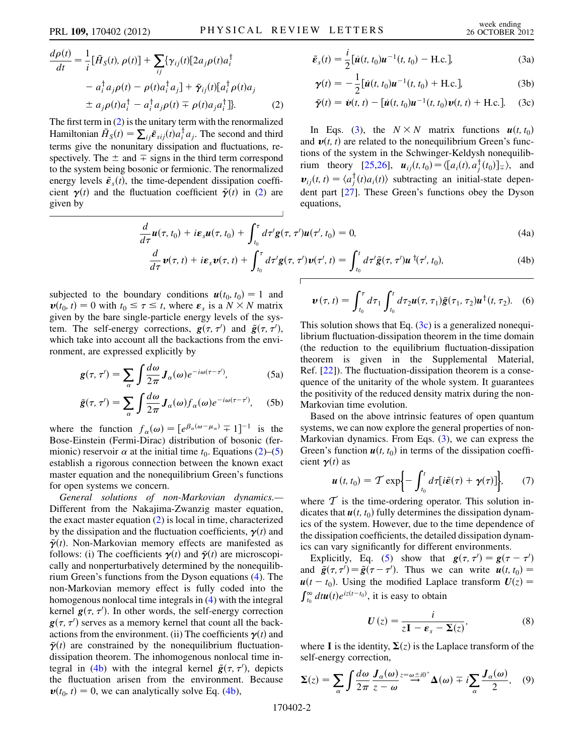$$
\frac{d\rho(t)}{dt} = \frac{1}{i}[\tilde{H}_S(t), \rho(t)] + \sum_{ij}\{\gamma_{ij}(t)[2a_j\rho(t)a_i^\dagger - a_i^\dagger a_j\rho(t) - \rho(t)a_i^\dagger a_j] + \tilde{\gamma}_{ij}(t)[a_i^\dagger\rho(t)a_j \pm a_j\rho(t)a_i^\dagger - a_i^\dagger a_j\rho(t) \mp \rho(t)a_ja_i^\dagger]\}. \quad (2)
$$

The first term in (2) is the unitary term with the renormalized Hamiltonian $\tilde{H}_S(t) = \sum_{ij}\tilde{\varepsilon}_{sij}(t)a_i^\dagger a_j$. The second and third terms give the nonunitary dissipation and fluctuations, respectively. The $\pm$ and $\mp$ signs in the third term correspond to the system being bosonic or fermionic. The renormalized energy levels $\tilde{\boldsymbol{\varepsilon}}_s(t)$, the time-dependent dissipation coefficient $\boldsymbol{\gamma}(t)$ and the fluctuation coefficient $\tilde{\boldsymbol{\gamma}}(t)$ in (2) are given by

$$
\tilde{\boldsymbol{\varepsilon}}_s(t) = \frac{i}{2}[\dot{\boldsymbol{u}}(t,t_0)\boldsymbol{u}^{-1}(t,t_0) - \text{H.c.}], \quad (3a)
$$

$$
\boldsymbol{\gamma}(t) = -\frac{1}{2}[\dot{\boldsymbol{u}}(t,t_0)\boldsymbol{u}^{-1}(t,t_0) + \text{H.c.}], \quad (3b)
$$

$$
\tilde{\boldsymbol{\gamma}}(t) = \dot{\boldsymbol{v}}(t,t) - [\dot{\boldsymbol{u}}(t,t_0)\boldsymbol{u}^{-1}(t,t_0)\boldsymbol{v}(t,t) + \text{H.c.}]. \quad (3c)
$$

In Eqs. (3), the $N \times N$ matrix functions $\boldsymbol{u}(t, t_0)$ and $\boldsymbol{v}(t, t)$ are related to the nonequilibrium Green's functions of the system in the Schwinger-Keldysh nonequilibrium theory [25,26], $\boldsymbol{u}_{ij}(t,t_0) = \langle[a_i(t), a_j^\dagger(t_0)]_\mp\rangle$, and $\boldsymbol{v}_{ij}(t,t) = \langle a_j^\dagger(t)a_i(t)\rangle$ subtracting an initial-state dependent part [27]. These Green's functions obey the Dyson equations,

$$
\frac{d}{d\tau}\boldsymbol{u}(\tau,t_0) + i\boldsymbol{\varepsilon}_s\boldsymbol{u}(\tau,t_0) + \int_{t_0}^{\tau} d\tau' \boldsymbol{g}(\tau,\tau')\boldsymbol{u}(\tau',t_0) = 0, \quad (4a)
$$

$$
\frac{d}{d\tau}\boldsymbol{v}(\tau,t) + i\boldsymbol{\varepsilon}_s\boldsymbol{v}(\tau,t) + \int_{t_0}^{\tau} d\tau' \boldsymbol{g}(\tau,\tau')\boldsymbol{v}(\tau',t) = \int_{t_0}^{t} d\tau' \tilde{\boldsymbol{g}}(\tau,\tau')\boldsymbol{u}^\dagger(\tau',t_0), \quad (4b)
$$

subjected to the boundary conditions $\boldsymbol{u}(t_0, t_0) = 1$ and $\boldsymbol{v}(t_0, t) = 0$ with $t_0 \le \tau \le t$, where $\boldsymbol{\varepsilon}_s$ is a $N \times N$ matrix given by the bare single-particle energy levels of the system. The self-energy corrections, $\boldsymbol{g}(\tau, \tau')$ and $\tilde{\boldsymbol{g}}(\tau, \tau')$, which take into account all the backactions from the environment, are expressed explicitly by

$$
\boldsymbol{g}(\tau,\tau') = \sum_\alpha \int \frac{d\omega}{2\pi}\boldsymbol{J}_\alpha(\omega)e^{-i\omega(\tau-\tau')}, \quad (5a)
$$

$$
\tilde{\boldsymbol{g}}(\tau,\tau') = \sum_\alpha \int \frac{d\omega}{2\pi}\boldsymbol{J}_\alpha(\omega)f_\alpha(\omega)e^{-i\omega(\tau-\tau')}, \quad (5b)
$$

where the function $f_\alpha(\omega) = [e^{\beta_\alpha(\omega-\mu_\alpha)} \mp 1]^{-1}$ is the Bose-Einstein (Fermi-Dirac) distribution of bosonic (fermionic) reservoir $\alpha$ at the initial time $t_0$. Equations (2)–(5) establish a rigorous connection between the known exact master equation and the nonequilibrium Green's functions for open systems we concern.

*General solutions of non-Markovian dynamics.*— Different from the Nakajima-Zwanzig master equation, the exact master equation (2) is local in time, characterized by the dissipation and the fluctuation coefficients, $\boldsymbol{\gamma}(t)$ and $\tilde{\boldsymbol{\gamma}}(t)$. Non-Markovian memory effects are manifested as follows: (i) The coefficients $\boldsymbol{\gamma}(t)$ and $\tilde{\boldsymbol{\gamma}}(t)$ are microscopically and nonperturbatively determined by the nonequilibrium Green's functions from the Dyson equations (4). The non-Markovian memory effect is fully coded into the homogenous nonlocal time integrals in (4) with the integral kernel $\boldsymbol{g}(\tau, \tau')$. In other words, the self-energy correction $\boldsymbol{g}(\tau, \tau')$ serves as a memory kernel that count all the backactions from the environment. (ii) The coefficients $\boldsymbol{\gamma}(t)$ and $\tilde{\boldsymbol{\gamma}}(t)$ are constrained by the nonequilibrium fluctuation-dissipation theorem. The inhomogenous nonlocal time integral in (4b) with the integral kernel $\tilde{\boldsymbol{g}}(\tau, \tau')$, depicts the fluctuation arisen from the environment. Because $\boldsymbol{v}(t_0, t) = 0$, we can analytically solve Eq. (4b),

$$
\boldsymbol{v}(\tau,t) = \int_{t_0}^{\tau} d\tau_1 \int_{t_0}^{t} d\tau_2 \boldsymbol{u}(\tau,\tau_1)\tilde{\boldsymbol{g}}(\tau_1,\tau_2)\boldsymbol{u}^\dagger(t,\tau_2). \quad (6)
$$

This solution shows that Eq. (3c) is a generalized nonequilibrium fluctuation-dissipation theorem in the time domain (the reduction to the equilibrium fluctuation-dissipation theorem is given in the Supplemental Material, Ref. [22]). The fluctuation-dissipation theorem is a consequence of the unitarity of the whole system. It guarantees the positivity of the reduced density matrix during the non-Markovian time evolution.

Based on the above intrinsic features of open quantum systems, we can now explore the general properties of non-Markovian dynamics. From Eqs. (3), we can express the Green's function $\boldsymbol{u}(t, t_0)$ in terms of the dissipation coefficient $\boldsymbol{\gamma}(t)$ as

$$
\boldsymbol{u}(t,t_0) = \mathcal{T}\exp\left\{-\int_{t_0}^{t} d\tau[i\tilde{\boldsymbol{\varepsilon}}(\tau) + \boldsymbol{\gamma}(\tau)]\right\}, \quad (7)
$$

where $\mathcal{T}$ is the time-ordering operator. This solution indicates that $\boldsymbol{u}(t, t_0)$ fully determines the dissipation dynamics of the system. However, due to the time dependence of the dissipation coefficients, the detailed dissipation dynamics can vary significantly for different environments.

Explicitly, Eq. (5) show that $\boldsymbol{g}(\tau, \tau') = \boldsymbol{g}(\tau - \tau')$ and $\tilde{\boldsymbol{g}}(\tau, \tau') = \tilde{\boldsymbol{g}}(\tau - \tau')$. Thus we can write $\boldsymbol{u}(t, t_0) = \boldsymbol{u}(t - t_0)$. Using the modified Laplace transform $\boldsymbol{U}(z) = \int_{t_0}^{\infty} dt\boldsymbol{u}(t)e^{iz(t-t_0)}$, it is easy to obtain

$$
\boldsymbol{U}(z) = \frac{i}{z\mathbf{I} - \boldsymbol{\varepsilon}_s - \boldsymbol{\Sigma}(z)}, \quad (8)
$$

where $\mathbf{I}$ is the identity, $\boldsymbol{\Sigma}(z)$ is the Laplace transform of the self-energy correction,

$$
\boldsymbol{\Sigma}(z) = \sum_\alpha \int \frac{d\omega}{2\pi}\frac{\boldsymbol{J}_\alpha(\omega)}{z-\omega} \overset{z=\omega\pm i0^+}{\longrightarrow} \boldsymbol{\Delta}(\omega) \mp i\sum_\alpha \frac{\boldsymbol{J}_\alpha(\omega)}{2}, \quad (9)
$$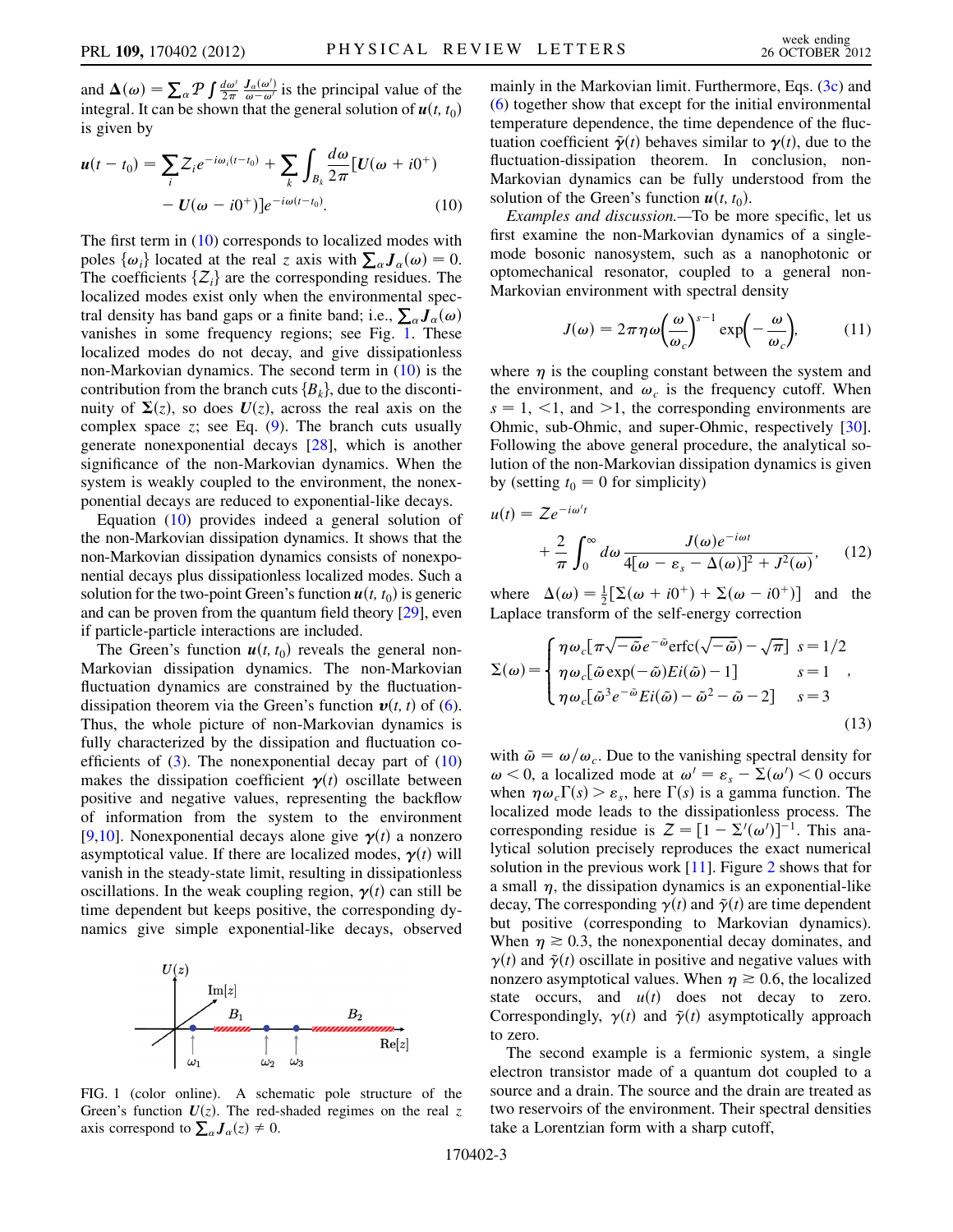and $\mathbf{\Delta}(\omega) = \sum_\alpha \mathcal{P} \int \frac{d\omega'}{2\pi} \frac{\mathbf{J}_\alpha(\omega')}{\omega - \omega'}$ is the principal value of the integral. It can be shown that the general solution of $\mathbf{u}(t, t_0)$ is given by

$$\mathbf{u}(t - t_0) = \sum_i \mathcal{Z}_i e^{-i\omega_i(t-t_0)} + \sum_k \int_{B_k} \frac{d\omega}{2\pi} [\mathbf{U}(\omega + i0^+) - \mathbf{U}(\omega - i0^+)] e^{-i\omega(t-t_0)}. \tag{10}$$

The first term in (10) corresponds to localized modes with poles $\{\omega_i\}$ located at the real $z$ axis with $\sum_\alpha \mathbf{J}_\alpha(\omega) = 0$. The coefficients $\{\mathcal{Z}_i\}$ are the corresponding residues. The localized modes exist only when the environmental spectral density has band gaps or a finite band; i.e., $\sum_\alpha \mathbf{J}_\alpha(\omega)$ vanishes in some frequency regions; see Fig. 1. These localized modes do not decay, and give dissipationless non-Markovian dynamics. The second term in (10) is the contribution from the branch cuts $\{B_k\}$, due to the discontinuity of $\mathbf{\Sigma}(z)$, so does $\mathbf{U}(z)$, across the real axis on the complex space $z$; see Eq. (9). The branch cuts usually generate nonexponential decays [28], which is another significance of the non-Markovian dynamics. When the system is weakly coupled to the environment, the nonexponential decays are reduced to exponential-like decays.

Equation (10) provides indeed a general solution of the non-Markovian dissipation dynamics. It shows that the non-Markovian dissipation dynamics consists of nonexponential decays plus dissipationless localized modes. Such a solution for the two-point Green's function $\mathbf{u}(t, t_0)$ is generic and can be proven from the quantum field theory [29], even if particle-particle interactions are included.

The Green's function $\mathbf{u}(t, t_0)$ reveals the general non-Markovian dissipation dynamics. The non-Markovian fluctuation dynamics are constrained by the fluctuation-dissipation theorem via the Green's function $\mathbf{v}(t, t)$ of (6). Thus, the whole picture of non-Markovian dynamics is fully characterized by the dissipation and fluctuation coefficients of (3). The nonexponential decay part of (10) makes the dissipation coefficient $\boldsymbol{\gamma}(t)$ oscillate between positive and negative values, representing the backflow of information from the system to the environment [9,10]. Nonexponential decays alone give $\boldsymbol{\gamma}(t)$ a nonzero asymptotical value. If there are localized modes, $\boldsymbol{\gamma}(t)$ will vanish in the steady-state limit, resulting in dissipationless oscillations. In the weak coupling region, $\boldsymbol{\gamma}(t)$ can still be time dependent but keeps positive, the corresponding dynamics give simple exponential-like decays, observed mainly in the Markovian limit. Furthermore, Eqs. (3c) and (6) together show that except for the initial environmental temperature dependence, the time dependence of the fluctuation coefficient $\tilde{\boldsymbol{\gamma}}(t)$ behaves similar to $\boldsymbol{\gamma}(t)$, due to the fluctuation-dissipation theorem. In conclusion, non-Markovian dynamics can be fully understood from the solution of the Green's function $\mathbf{u}(t, t_0)$.

FIG. 1 (color online). A schematic pole structure of the Green's function $\mathbf{U}(z)$. The red-shaded regimes on the real $z$ axis correspond to $\sum_\alpha \mathbf{J}_\alpha(z) \neq 0$.

*Examples and discussion.*—To be more specific, let us first examine the non-Markovian dynamics of a single-mode bosonic nanosystem, such as a nanophotonic or optomechanical resonator, coupled to a general non-Markovian environment with spectral density

$$J(\omega) = 2\pi\eta\omega\left(\frac{\omega}{\omega_c}\right)^{s-1} \exp\left(-\frac{\omega}{\omega_c}\right), \tag{11}$$

where $\eta$ is the coupling constant between the system and the environment, and $\omega_c$ is the frequency cutoff. When $s = 1$, $<1$, and $>1$, the corresponding environments are Ohmic, sub-Ohmic, and super-Ohmic, respectively [30]. Following the above general procedure, the analytical solution of the non-Markovian dissipation dynamics is given by (setting $t_0 = 0$ for simplicity)

$$u(t) = \mathcal{Z}e^{-i\omega' t} + \frac{2}{\pi} \int_0^\infty d\omega \frac{J(\omega) e^{-i\omega t}}{4[\omega - \varepsilon_s - \Delta(\omega)]^2 + J^2(\omega)}, \tag{12}$$

where $\Delta(\omega) = \frac{1}{2}[\Sigma(\omega + i0^+) + \Sigma(\omega - i0^+)]$ and the Laplace transform of the self-energy correction

$$\Sigma(\omega) = \begin{cases} \eta\omega_c[\pi\sqrt{-\tilde{\omega}}e^{-\tilde{\omega}}\mathrm{erfc}(\sqrt{-\tilde{\omega}}) - \sqrt{\pi}] & s = 1/2 \\ \eta\omega_c[\tilde{\omega}\exp(-\tilde{\omega})Ei(\tilde{\omega}) - 1] & s = 1 \\ \eta\omega_c[\tilde{\omega}^3 e^{-\tilde{\omega}} Ei(\tilde{\omega}) - \tilde{\omega}^2 - \tilde{\omega} - 2] & s = 3 \end{cases}, \tag{13}$$

with $\tilde{\omega} = \omega/\omega_c$. Due to the vanishing spectral density for $\omega < 0$, a localized mode at $\omega' = \varepsilon_s - \Sigma(\omega') < 0$ occurs when $\eta\omega_c\Gamma(s) > \varepsilon_s$, here $\Gamma(s)$ is a gamma function. The localized mode leads to the dissipationless process. The corresponding residue is $\mathcal{Z} = [1 - \Sigma'(\omega')]^{-1}$. This analytical solution precisely reproduces the exact numerical solution in the previous work [11]. Figure 2 shows that for a small $\eta$, the dissipation dynamics is an exponential-like decay, The corresponding $\gamma(t)$ and $\tilde{\gamma}(t)$ are time dependent but positive (corresponding to Markovian dynamics). When $\eta \gtrsim 0.3$, the nonexponential decay dominates, and $\gamma(t)$ and $\tilde{\gamma}(t)$ oscillate in positive and negative values with nonzero asymptotical values. When $\eta \gtrsim 0.6$, the localized state occurs, and $u(t)$ does not decay to zero. Correspondingly, $\gamma(t)$ and $\tilde{\gamma}(t)$ asymptotically approach to zero.

The second example is a fermionic system, a single electron transistor made of a quantum dot coupled to a source and a drain. The source and the drain are treated as two reservoirs of the environment. Their spectral densities take a Lorentzian form with a sharp cutoff,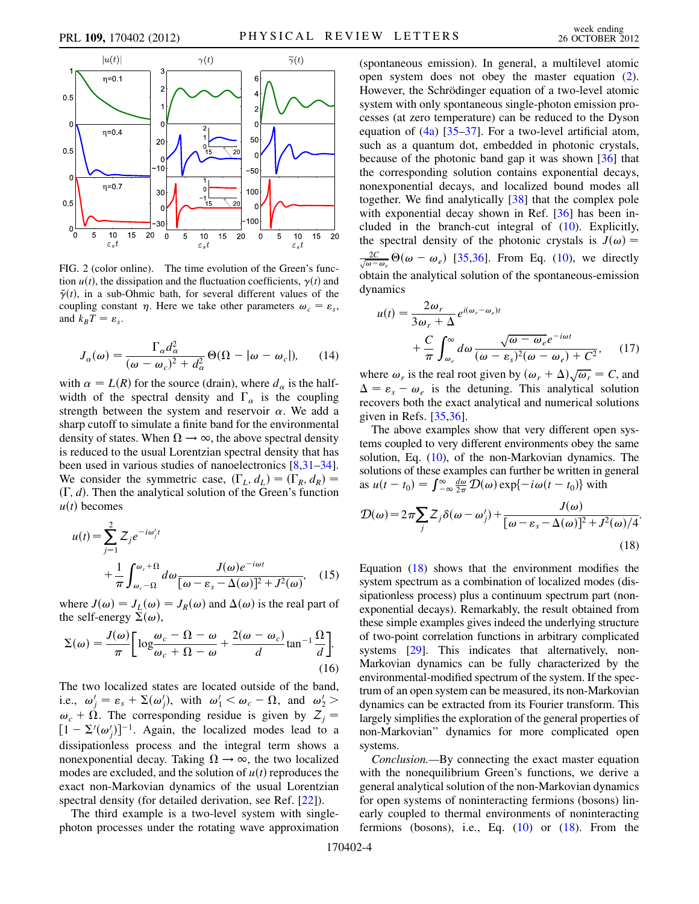FIG. 2 (color online). The time evolution of the Green's function $u(t)$, the dissipation and the fluctuation coefficients, $\gamma(t)$ and $\tilde{\gamma}(t)$, in a sub-Ohmic bath, for several different values of the coupling constant $\eta$. Here we take other parameters $\omega_c = \varepsilon_s$, and $k_B T = \varepsilon_s$.

$$J_\alpha(\omega) = \frac{\Gamma_\alpha d_\alpha^2}{(\omega - \omega_c)^2 + d_\alpha^2}\Theta(\Omega - |\omega - \omega_c|), \tag{14}$$

with $\alpha = L(R)$ for the source (drain), where $d_\alpha$ is the half-width of the spectral density and $\Gamma_\alpha$ is the coupling strength between the system and reservoir $\alpha$. We add a sharp cutoff to simulate a finite band for the environmental density of states. When $\Omega \to \infty$, the above spectral density is reduced to the usual Lorentzian spectral density that has been used in various studies of nanoelectronics [8,31–34]. We consider the symmetric case, $(\Gamma_L, d_L) = (\Gamma_R, d_R) = (\Gamma, d)$. Then the analytical solution of the Green's function $u(t)$ becomes

$$u(t) = \sum_{j=1}^{2} Z_j e^{-i\omega'_j t} + \frac{1}{\pi}\int_{\omega_c - \Omega}^{\omega_c + \Omega} d\omega \frac{J(\omega)e^{-i\omega t}}{[\omega - \varepsilon_s - \Delta(\omega)]^2 + J^2(\omega)}, \tag{15}$$

where $J(\omega) = J_L(\omega) = J_R(\omega)$ and $\Delta(\omega)$ is the real part of the self-energy $\Sigma(\omega)$,

$$\Sigma(\omega) = \frac{J(\omega)}{\pi}\left[\log\frac{\omega_c - \Omega - \omega}{\omega_c + \Omega - \omega} + \frac{2(\omega - \omega_c)}{d}\tan^{-1}\frac{\Omega}{d}\right]. \tag{16}$$

The two localized states are located outside of the band, i.e., $\omega'_j = \varepsilon_s + \Sigma(\omega'_j)$, with $\omega'_1 < \omega_c - \Omega$, and $\omega'_2 > \omega_c + \Omega$. The corresponding residue is given by $Z_j = [1 - \Sigma'(\omega'_j)]^{-1}$. Again, the localized modes lead to a dissipationless process and the integral term shows a nonexponential decay. Taking $\Omega \to \infty$, the two localized modes are excluded, and the solution of $u(t)$ reproduces the exact non-Markovian dynamics of the usual Lorentzian spectral density (for detailed derivation, see Ref. [22]).

The third example is a two-level system with single-photon processes under the rotating wave approximation (spontaneous emission). In general, a multilevel atomic open system does not obey the master equation (2). However, the Schrödinger equation of a two-level atomic system with only spontaneous single-photon emission processes (at zero temperature) can be reduced to the Dyson equation of (4a) [35–37]. For a two-level artificial atom, such as a quantum dot, embedded in photonic crystals, because of the photonic band gap it was shown [36] that the corresponding solution contains exponential decays, nonexponential decays, and localized bound modes all together. We find analytically [38] that the complex pole with exponential decay shown in Ref. [36] has been included in the branch-cut integral of (10). Explicitly, the spectral density of the photonic crystals is $J(\omega) = \frac{2C}{\sqrt{\omega - \omega_e}}\Theta(\omega - \omega_e)$ [35,36]. From Eq. (10), we directly obtain the analytical solution of the spontaneous-emission dynamics

$$u(t) = \frac{2\omega_r}{3\omega_r + \Delta}e^{i(\omega_r - \omega_e)t} + \frac{C}{\pi}\int_{\omega_e}^{\infty} d\omega \frac{\sqrt{\omega - \omega_e}e^{-i\omega t}}{(\omega - \varepsilon_s)^2(\omega - \omega_e) + C^2}, \tag{17}$$

where $\omega_r$ is the real root given by $(\omega_r + \Delta)\sqrt{\omega_r} = C$, and $\Delta = \varepsilon_s - \omega_e$ is the detuning. This analytical solution recovers both the exact analytical and numerical solutions given in Refs. [35,36].

The above examples show that very different open systems coupled to very different environments obey the same solution, Eq. (10), of the non-Markovian dynamics. The solutions of these examples can further be written in general as $u(t - t_0) = \int_{-\infty}^{\infty} \frac{d\omega}{2\pi}\mathcal{D}(\omega)\exp\{-i\omega(t - t_0)\}$ with

$$\mathcal{D}(\omega) = 2\pi\sum_j Z_j\delta(\omega - \omega'_j) + \frac{J(\omega)}{[\omega - \varepsilon_s - \Delta(\omega)]^2 + J^2(\omega)/4}. \tag{18}$$

Equation (18) shows that the environment modifies the system spectrum as a combination of localized modes (dissipationless process) plus a continuum spectrum part (nonexponential decays). Remarkably, the result obtained from these simple examples gives indeed the underlying structure of two-point correlation functions in arbitrary complicated systems [29]. This indicates that alternatively, non-Markovian dynamics can be fully characterized by the environmental-modified spectrum of the system. If the spectrum of an open system can be measured, its non-Markovian dynamics can be extracted from its Fourier transform. This largely simplifies the exploration of the general properties of non-Markovian" dynamics for more complicated open systems.

*Conclusion.*—By connecting the exact master equation with the nonequilibrium Green's functions, we derive a general analytical solution of the non-Markovian dynamics for open systems of noninteracting fermions (bosons) linearly coupled to thermal environments of noninteracting fermions (bosons), i.e., Eq. (10) or (18). From the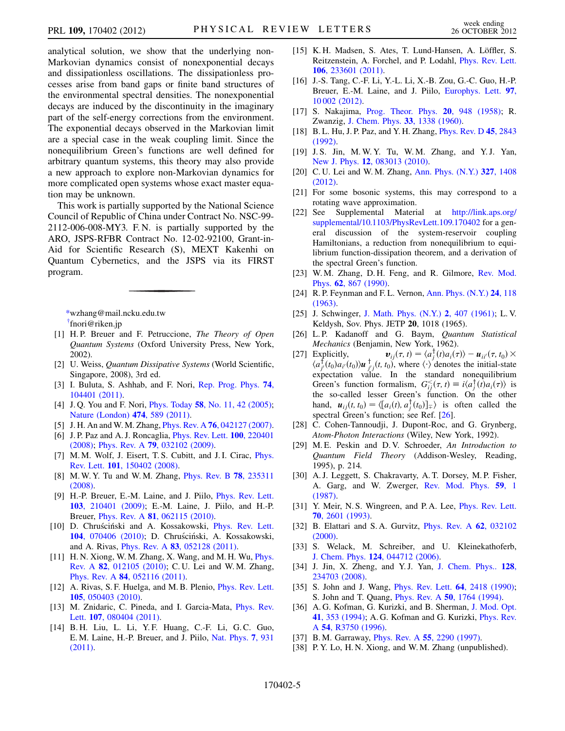analytical solution, we show that the underlying non-Markovian dynamics consist of nonexponential decays and dissipationless oscillations. The dissipationless processes arise from band gaps or finite band structures of the environmental spectral densities. The nonexponential decays are induced by the discontinuity in the imaginary part of the self-energy corrections from the environment. The exponential decays observed in the Markovian limit are a special case in the weak coupling limit. Since the nonequilibrium Green's functions are well defined for arbitrary quantum systems, this theory may also provide a new approach to explore non-Markovian dynamics for more complicated open systems whose exact master equation may be unknown.

This work is partially supported by the National Science Council of Republic of China under Contract No. NSC-99-2112-006-008-MY3. F. N. is partially supported by the ARO, JSPS-RFBR Contract No. 12-02-92100, Grant-in-Aid for Scientific Research (S), MEXT Kakenhi on Quantum Cybernetics, and the JSPS via its FIRST program.

---

*wzhang@mail.ncku.edu.tw

†fnori@riken.jp

[1] H. P. Breuer and F. Petruccione, *The Theory of Open Quantum Systems* (Oxford University Press, New York, 2002).

[2] U. Weiss, *Quantum Dissipative Systems* (World Scientific, Singapore, 2008), 3rd ed.

[3] I. Buluta, S. Ashhab, and F. Nori, Rep. Prog. Phys. **74**, 104401 (2011).

[4] J. Q. You and F. Nori, Phys. Today **58**, No. 11, 42 (2005); Nature (London) **474**, 589 (2011).

[5] J. H. An and W. M. Zhang, Phys. Rev. A **76**, 042127 (2007).

[6] J. P. Paz and A. J. Roncaglia, Phys. Rev. Lett. **100**, 220401 (2008); Phys. Rev. A **79**, 032102 (2009).

[7] M. M. Wolf, J. Eisert, T. S. Cubitt, and J. I. Cirac, Phys. Rev. Lett. **101**, 150402 (2008).

[8] M. W. Y. Tu and W. M. Zhang, Phys. Rev. B **78**, 235311 (2008).

[9] H.-P. Breuer, E.-M. Laine, and J. Piilo, Phys. Rev. Lett. **103**, 210401 (2009); E.-M. Laine, J. Piilo, and H.-P. Breuer, Phys. Rev. A **81**, 062115 (2010).

[10] D. Chruściński and A. Kossakowski, Phys. Rev. Lett. **104**, 070406 (2010); D. Chruściński, A. Kossakowski, and A. Rivas, Phys. Rev. A **83**, 052128 (2011).

[11] H. N. Xiong, W. M. Zhang, X. Wang, and M. H. Wu, Phys. Rev. A **82**, 012105 (2010); C. U. Lei and W. M. Zhang, Phys. Rev. A **84**, 052116 (2011).

[12] A. Rivas, S. F. Huelga, and M. B. Plenio, Phys. Rev. Lett. **105**, 050403 (2010).

[13] M. Znidaric, C. Pineda, and I. Garcia-Mata, Phys. Rev. Lett. **107**, 080404 (2011).

[14] B. H. Liu, L. Li, Y. F. Huang, C.-F. Li, G. C. Guo, E. M. Laine, H.-P. Breuer, and J. Piilo, Nat. Phys. **7**, 931 (2011).

[15] K. H. Madsen, S. Ates, T. Lund-Hansen, A. Löffler, S. Reitzenstein, A. Forchel, and P. Lodahl, Phys. Rev. Lett. **106**, 233601 (2011).

[16] J.-S. Tang, C.-F. Li, Y.-L. Li, X.-B. Zou, G.-C. Guo, H.-P. Breuer, E.-M. Laine, and J. Piilo, Europhys. Lett. **97**, 10 002 (2012).

[17] S. Nakajima, Prog. Theor. Phys. **20**, 948 (1958); R. Zwanzig, J. Chem. Phys. **33**, 1338 (1960).

[18] B. L. Hu, J. P. Paz, and Y. H. Zhang, Phys. Rev. D **45**, 2843 (1992).

[19] J. S. Jin, M. W. Y. Tu, W. M. Zhang, and Y. J. Yan, New J. Phys. **12**, 083013 (2010).

[20] C. U. Lei and W. M. Zhang, Ann. Phys. (N.Y.) **327**, 1408 (2012).

[21] For some bosonic systems, this may correspond to a rotating wave approximation.

[22] See Supplemental Material at http://link.aps.org/supplemental/10.1103/PhysRevLett.109.170402 for a general discussion of the system-reservoir coupling Hamiltonians, a reduction from nonequilibrium to equilibrium function-dissipation theorem, and a derivation of the spectral Green's function.

[23] W. M. Zhang, D. H. Feng, and R. Gilmore, Rev. Mod. Phys. **62**, 867 (1990).

[24] R. P. Feynman and F. L. Vernon, Ann. Phys. (N.Y.) **24**, 118 (1963).

[25] J. Schwinger, J. Math. Phys. (N.Y.) **2**, 407 (1961); L. V. Keldysh, Sov. Phys. JETP **20**, 1018 (1965).

[26] L. P. Kadanoff and G. Baym, *Quantum Statistical Mechanics* (Benjamin, New York, 1962).

[27] Explicitly, $\boldsymbol{v}_{ij}(\tau, t) = \langle a_j^\dagger(t) a_i(\tau)\rangle - \boldsymbol{u}_{ii'}(\tau, t_0) \times \langle a_{j'}^\dagger(t_0) a_{i'}(t_0)\rangle \boldsymbol{u}^\dagger_{j'j}(t, t_0)$, where $\langle\cdot\rangle$ denotes the initial-state expectation value. In the standard nonequilibrium Green's function formalism, $G^<_{ij}(\tau, t) \equiv i\langle a_j^\dagger(t) a_i(\tau)\rangle$ is the so-called lesser Green's function. On the other hand, $\boldsymbol{u}_{ij}(t, t_0) = \langle [a_i(t), a_j^\dagger(t_0)]_\mp\rangle$ is often called the spectral Green's function; see Ref. [26].

[28] C. Cohen-Tannoudji, J. Dupont-Roc, and G. Grynberg, *Atom-Photon Interactions* (Wiley, New York, 1992).

[29] M. E. Peskin and D. V. Schroeder, *An Introduction to Quantum Field Theory* (Addison-Wesley, Reading, 1995), p. 214.

[30] A. J. Leggett, S. Chakravarty, A. T. Dorsey, M. P. Fisher, A. Garg, and W. Zwerger, Rev. Mod. Phys. **59**, 1 (1987).

[31] Y. Meir, N. S. Wingreen, and P. A. Lee, Phys. Rev. Lett. **70**, 2601 (1993).

[32] B. Elattari and S. A. Gurvitz, Phys. Rev. A **62**, 032102 (2000).

[33] S. Welack, M. Schreiber, and U. Kleinekathoferb, J. Chem. Phys. **124**, 044712 (2006).

[34] J. Jin, X. Zheng, and Y. J. Yan, J. Chem. Phys.. **128**, 234703 (2008).

[35] S. John and J. Wang, Phys. Rev. Lett. **64**, 2418 (1990); S. John and T. Quang, Phys. Rev. A **50**, 1764 (1994).

[36] A. G. Kofman, G. Kurizki, and B. Sherman, J. Mod. Opt. **41**, 353 (1994); A. G. Kofman and G. Kurizki, Phys. Rev. A **54**, R3750 (1996).

[37] B. M. Garraway, Phys. Rev. A **55**, 2290 (1997).

[38] P. Y. Lo, H. N. Xiong, and W. M. Zhang (unpublished).